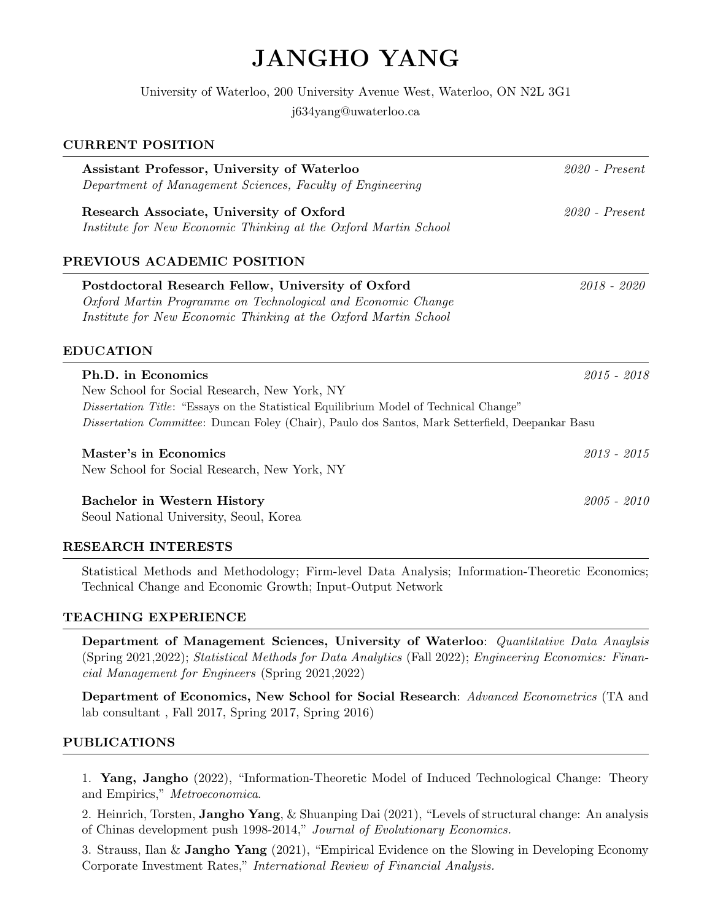# JANGHO YANG

University of Waterloo, 200 University Avenue West, Waterloo, ON N2L 3G1

j634yang@uwaterloo.ca

## CURRENT POSITION

**Assistant Professor, University of Waterloo** *2020 - Present*
*Department of Management Sciences, Faculty of Engineering*

**Research Associate, University of Oxford** *2020 - Present*
*Institute for New Economic Thinking at the Oxford Martin School*

## PREVIOUS ACADEMIC POSITION

**Postdoctoral Research Fellow, University of Oxford** *2018 - 2020*
*Oxford Martin Programme on Technological and Economic Change*
*Institute for New Economic Thinking at the Oxford Martin School*

## EDUCATION

**Ph.D. in Economics** *2015 - 2018*
New School for Social Research, New York, NY
*Dissertation Title*: "Essays on the Statistical Equilibrium Model of Technical Change"
*Dissertation Committee*: Duncan Foley (Chair), Paulo dos Santos, Mark Setterfield, Deepankar Basu

**Master's in Economics** *2013 - 2015*
New School for Social Research, New York, NY

**Bachelor in Western History** *2005 - 2010*
Seoul National University, Seoul, Korea

## RESEARCH INTERESTS

Statistical Methods and Methodology; Firm-level Data Analysis; Information-Theoretic Economics; Technical Change and Economic Growth; Input-Output Network

## TEACHING EXPERIENCE

**Department of Management Sciences, University of Waterloo**: *Quantitative Data Anaylsis* (Spring 2021,2022); *Statistical Methods for Data Analytics* (Fall 2022); *Engineering Economics: Financial Management for Engineers* (Spring 2021,2022)

**Department of Economics, New School for Social Research**: *Advanced Econometrics* (TA and lab consultant , Fall 2017, Spring 2017, Spring 2016)

## PUBLICATIONS

1. **Yang, Jangho** (2022), "Information-Theoretic Model of Induced Technological Change: Theory and Empirics," *Metroeconomica*.

2. Heinrich, Torsten, **Jangho Yang**, & Shuanping Dai (2021), "Levels of structural change: An analysis of Chinas development push 1998-2014," *Journal of Evolutionary Economics.*

3. Strauss, Ilan & **Jangho Yang** (2021), "Empirical Evidence on the Slowing in Developing Economy Corporate Investment Rates," *International Review of Financial Analysis.*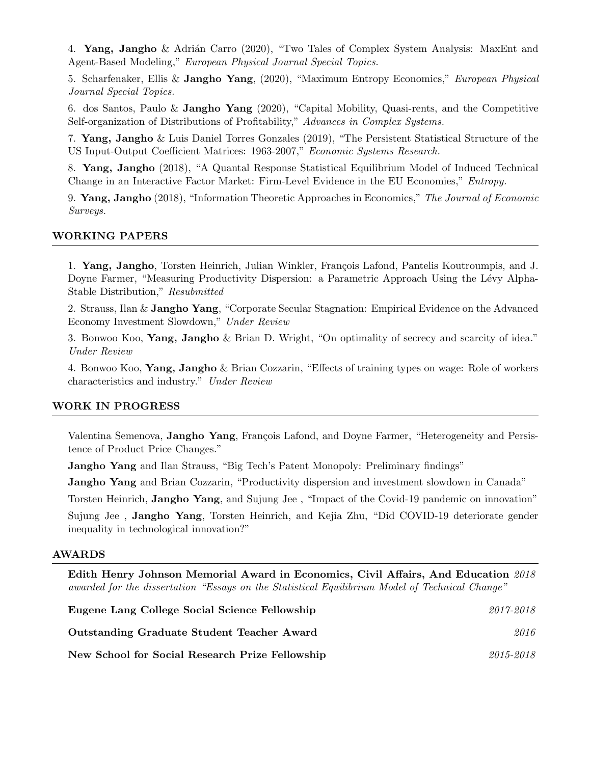4. **Yang, Jangho** & Adrián Carro (2020), "Two Tales of Complex System Analysis: MaxEnt and Agent-Based Modeling," *European Physical Journal Special Topics.*

5. Scharfenaker, Ellis & **Jangho Yang**, (2020), "Maximum Entropy Economics," *European Physical Journal Special Topics.*

6. dos Santos, Paulo & **Jangho Yang** (2020), "Capital Mobility, Quasi-rents, and the Competitive Self-organization of Distributions of Profitability," *Advances in Complex Systems.*

7. **Yang, Jangho** & Luis Daniel Torres Gonzales (2019), "The Persistent Statistical Structure of the US Input-Output Coefficient Matrices: 1963-2007," *Economic Systems Research.*

8. **Yang, Jangho** (2018), "A Quantal Response Statistical Equilibrium Model of Induced Technical Change in an Interactive Factor Market: Firm-Level Evidence in the EU Economies," *Entropy.*

9. **Yang, Jangho** (2018), "Information Theoretic Approaches in Economics," *The Journal of Economic Surveys.*

## WORKING PAPERS

1. **Yang, Jangho**, Torsten Heinrich, Julian Winkler, François Lafond, Pantelis Koutroumpis, and J. Doyne Farmer, "Measuring Productivity Dispersion: a Parametric Approach Using the Lévy Alpha-Stable Distribution," *Resubmitted*

2. Strauss, Ilan & **Jangho Yang**, "Corporate Secular Stagnation: Empirical Evidence on the Advanced Economy Investment Slowdown," *Under Review*

3. Bonwoo Koo, **Yang, Jangho** & Brian D. Wright, "On optimality of secrecy and scarcity of idea." *Under Review*

4. Bonwoo Koo, **Yang, Jangho** & Brian Cozzarin, "Effects of training types on wage: Role of workers characteristics and industry." *Under Review*

## WORK IN PROGRESS

Valentina Semenova, **Jangho Yang**, François Lafond, and Doyne Farmer, "Heterogeneity and Persistence of Product Price Changes."

**Jangho Yang** and Ilan Strauss, "Big Tech's Patent Monopoly: Preliminary findings"

**Jangho Yang** and Brian Cozzarin, "Productivity dispersion and investment slowdown in Canada"

Torsten Heinrich, **Jangho Yang**, and Sujung Jee , "Impact of the Covid-19 pandemic on innovation"

Sujung Jee , **Jangho Yang**, Torsten Heinrich, and Kejia Zhu, "Did COVID-19 deteriorate gender inequality in technological innovation?"

## AWARDS

**Edith Henry Johnson Memorial Award in Economics, Civil Affairs, And Education** *2018*
*awarded for the dissertation "Essays on the Statistical Equilibrium Model of Technical Change"*

**Eugene Lang College Social Science Fellowship** *2017-2018*

**Outstanding Graduate Student Teacher Award** *2016*

**New School for Social Research Prize Fellowship** *2015-2018*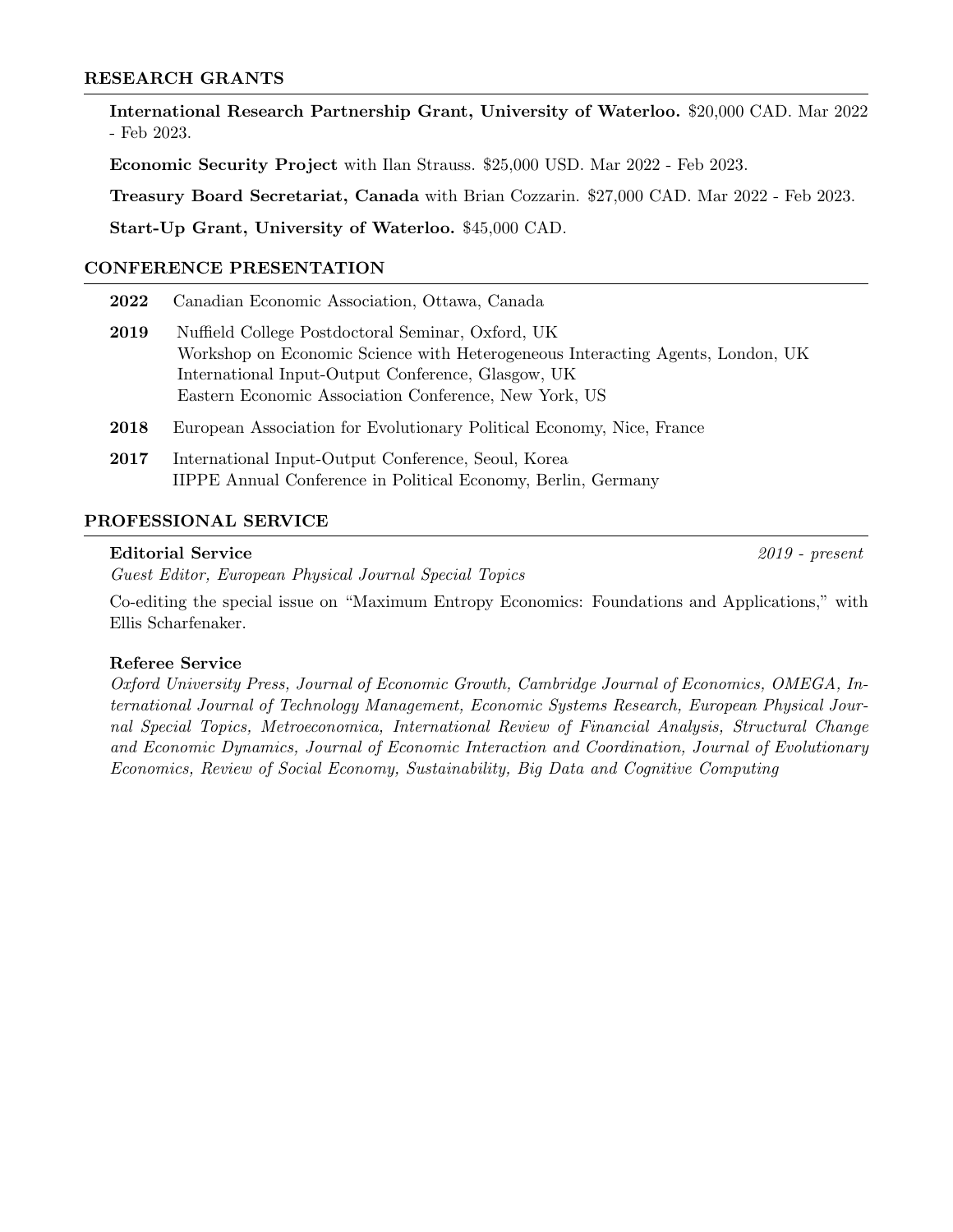## RESEARCH GRANTS

**International Research Partnership Grant, University of Waterloo.** $20,000 CAD. Mar 2022 - Feb 2023.

**Economic Security Project** with Ilan Strauss. $25,000 USD. Mar 2022 - Feb 2023.

**Treasury Board Secretariat, Canada** with Brian Cozzarin. $27,000 CAD. Mar 2022 - Feb 2023.

**Start-Up Grant, University of Waterloo.** $45,000 CAD.

## CONFERENCE PRESENTATION

**2022** Canadian Economic Association, Ottawa, Canada

**2019** Nuffield College Postdoctoral Seminar, Oxford, UK
Workshop on Economic Science with Heterogeneous Interacting Agents, London, UK
International Input-Output Conference, Glasgow, UK
Eastern Economic Association Conference, New York, US

**2018** European Association for Evolutionary Political Economy, Nice, France

**2017** International Input-Output Conference, Seoul, Korea
IIPPE Annual Conference in Political Economy, Berlin, Germany

## PROFESSIONAL SERVICE

**Editorial Service** *2019 - present*
*Guest Editor, European Physical Journal Special Topics*

Co-editing the special issue on "Maximum Entropy Economics: Foundations and Applications," with Ellis Scharfenaker.

**Referee Service**
*Oxford University Press, Journal of Economic Growth, Cambridge Journal of Economics, OMEGA, International Journal of Technology Management, Economic Systems Research, European Physical Journal Special Topics, Metroeconomica, International Review of Financial Analysis, Structural Change and Economic Dynamics, Journal of Economic Interaction and Coordination, Journal of Evolutionary Economics, Review of Social Economy, Sustainability, Big Data and Cognitive Computing*